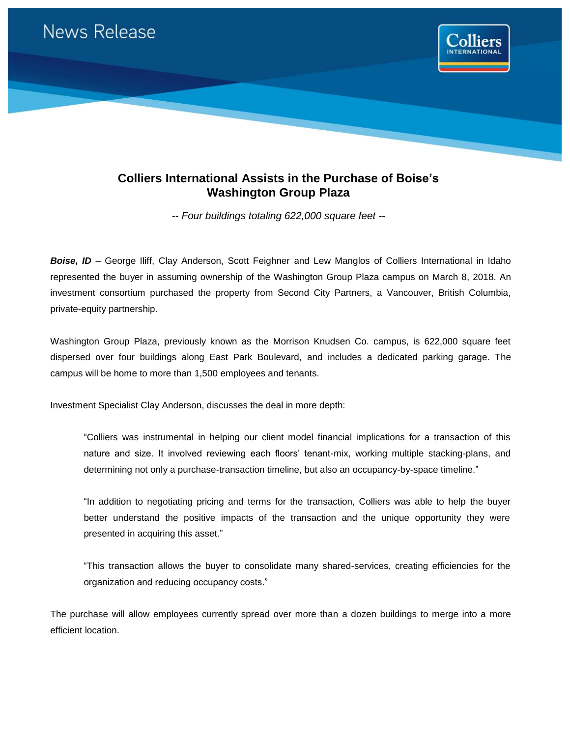News Release

# Colliers International Assists in the Purchase of Boise's Washington Group Plaza

*-- Four buildings totaling 622,000 square feet --*

***Boise, ID*** – George Iliff, Clay Anderson, Scott Feighner and Lew Manglos of Colliers International in Idaho represented the buyer in assuming ownership of the Washington Group Plaza campus on March 8, 2018. An investment consortium purchased the property from Second City Partners, a Vancouver, British Columbia, private-equity partnership.

Washington Group Plaza, previously known as the Morrison Knudsen Co. campus, is 622,000 square feet dispersed over four buildings along East Park Boulevard, and includes a dedicated parking garage. The campus will be home to more than 1,500 employees and tenants.

Investment Specialist Clay Anderson, discusses the deal in more depth:

> "Colliers was instrumental in helping our client model financial implications for a transaction of this nature and size. It involved reviewing each floors' tenant-mix, working multiple stacking-plans, and determining not only a purchase-transaction timeline, but also an occupancy-by-space timeline."
>
> "In addition to negotiating pricing and terms for the transaction, Colliers was able to help the buyer better understand the positive impacts of the transaction and the unique opportunity they were presented in acquiring this asset."
>
> "This transaction allows the buyer to consolidate many shared-services, creating efficiencies for the organization and reducing occupancy costs."

The purchase will allow employees currently spread over more than a dozen buildings to merge into a more efficient location.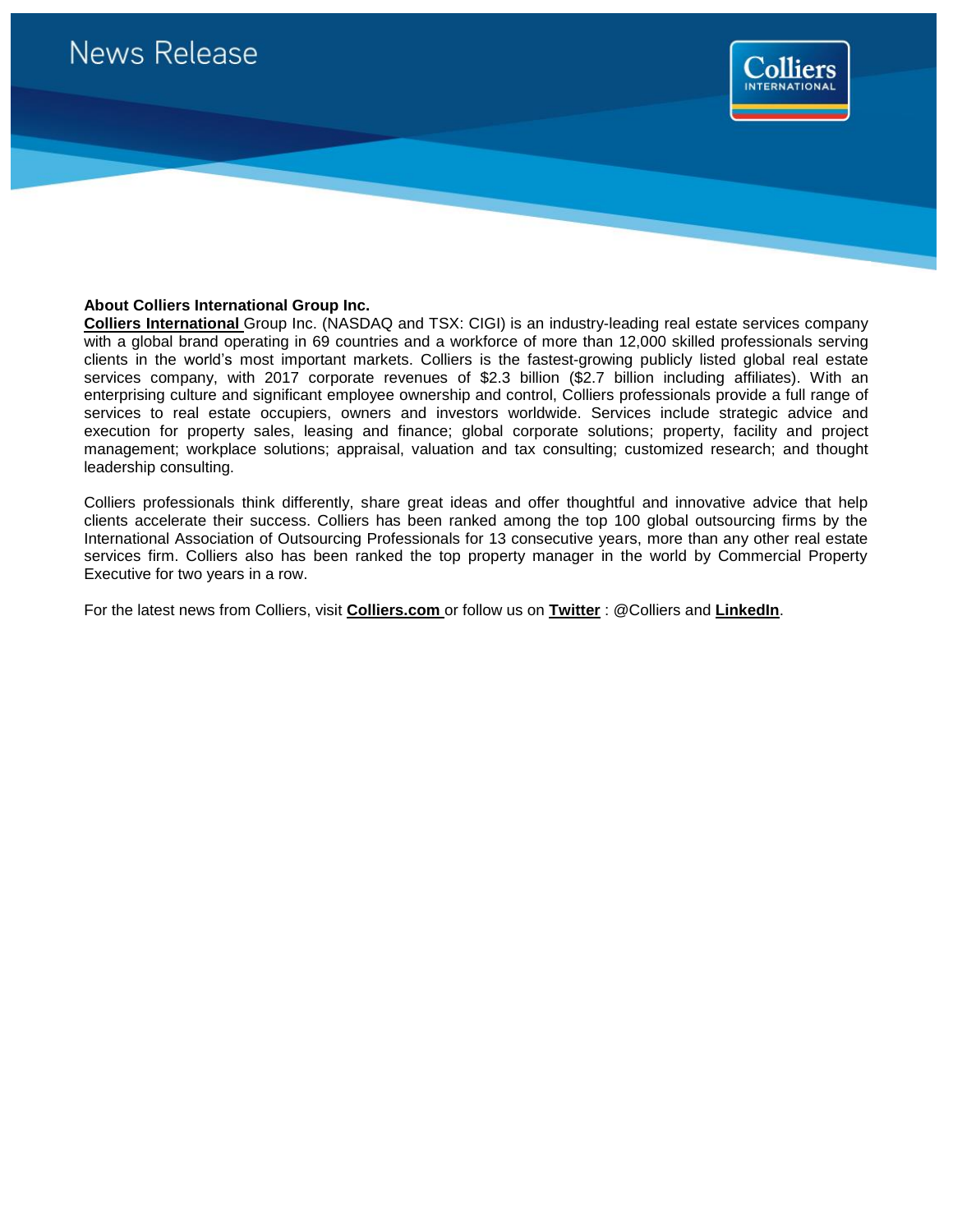**About Colliers International Group Inc.**

**Colliers International** Group Inc. (NASDAQ and TSX: CIGI) is an industry-leading real estate services company with a global brand operating in 69 countries and a workforce of more than 12,000 skilled professionals serving clients in the world's most important markets. Colliers is the fastest-growing publicly listed global real estate services company, with 2017 corporate revenues of $2.3 billion ($2.7 billion including affiliates). With an enterprising culture and significant employee ownership and control, Colliers professionals provide a full range of services to real estate occupiers, owners and investors worldwide. Services include strategic advice and execution for property sales, leasing and finance; global corporate solutions; property, facility and project management; workplace solutions; appraisal, valuation and tax consulting; customized research; and thought leadership consulting.

Colliers professionals think differently, share great ideas and offer thoughtful and innovative advice that help clients accelerate their success. Colliers has been ranked among the top 100 global outsourcing firms by the International Association of Outsourcing Professionals for 13 consecutive years, more than any other real estate services firm. Colliers also has been ranked the top property manager in the world by Commercial Property Executive for two years in a row.

For the latest news from Colliers, visit **Colliers.com** or follow us on **Twitter** : @Colliers and **LinkedIn**.